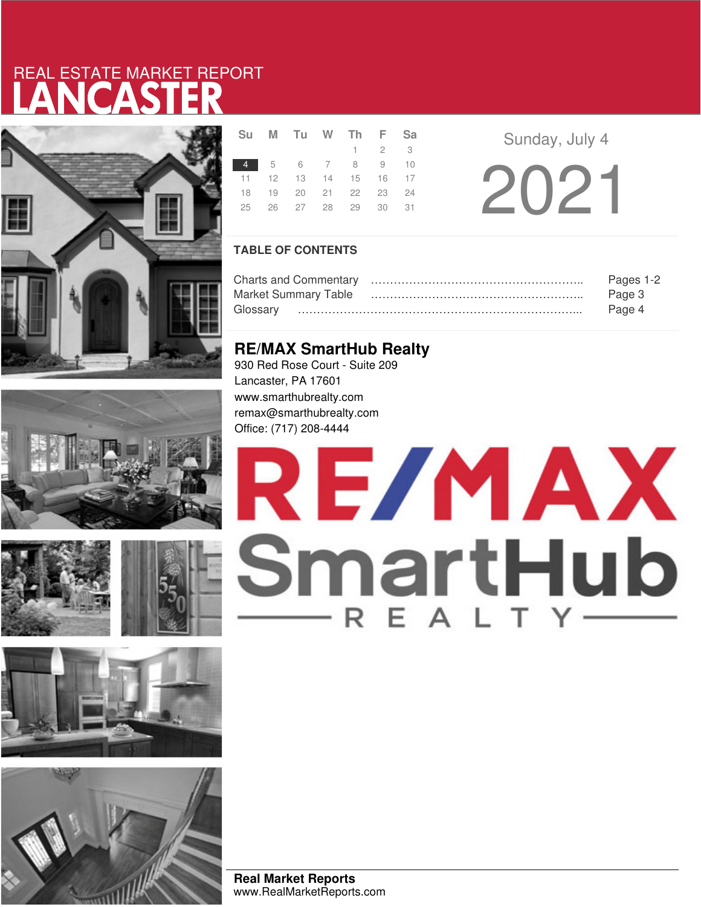# REAL ESTATE MARKET REPORT
# LANCASTER

| Su | M | Tu | W | Th | F | Sa |
|---|---|---|---|---|---|---|
| | | | | 1 | 2 | 3 |
| 4 | 5 | 6 | 7 | 8 | 9 | 10 |
| 11 | 12 | 13 | 14 | 15 | 16 | 17 |
| 18 | 19 | 20 | 21 | 22 | 23 | 24 |
| 25 | 26 | 27 | 28 | 29 | 30 | 31 |

Sunday, July 4

2021

## TABLE OF CONTENTS

| | |
|---|---|
| Charts and Commentary | Pages 1-2 |
| Market Summary Table | Page 3 |
| Glossary | Page 4 |

## RE/MAX SmartHub Realty

930 Red Rose Court - Suite 209
Lancaster, PA 17601
www.smarthubrealty.com
remax@smarthubrealty.com
Office: (717) 208-4444

RE/MAX SmartHub REALTY

**Real Market Reports**
www.RealMarketReports.com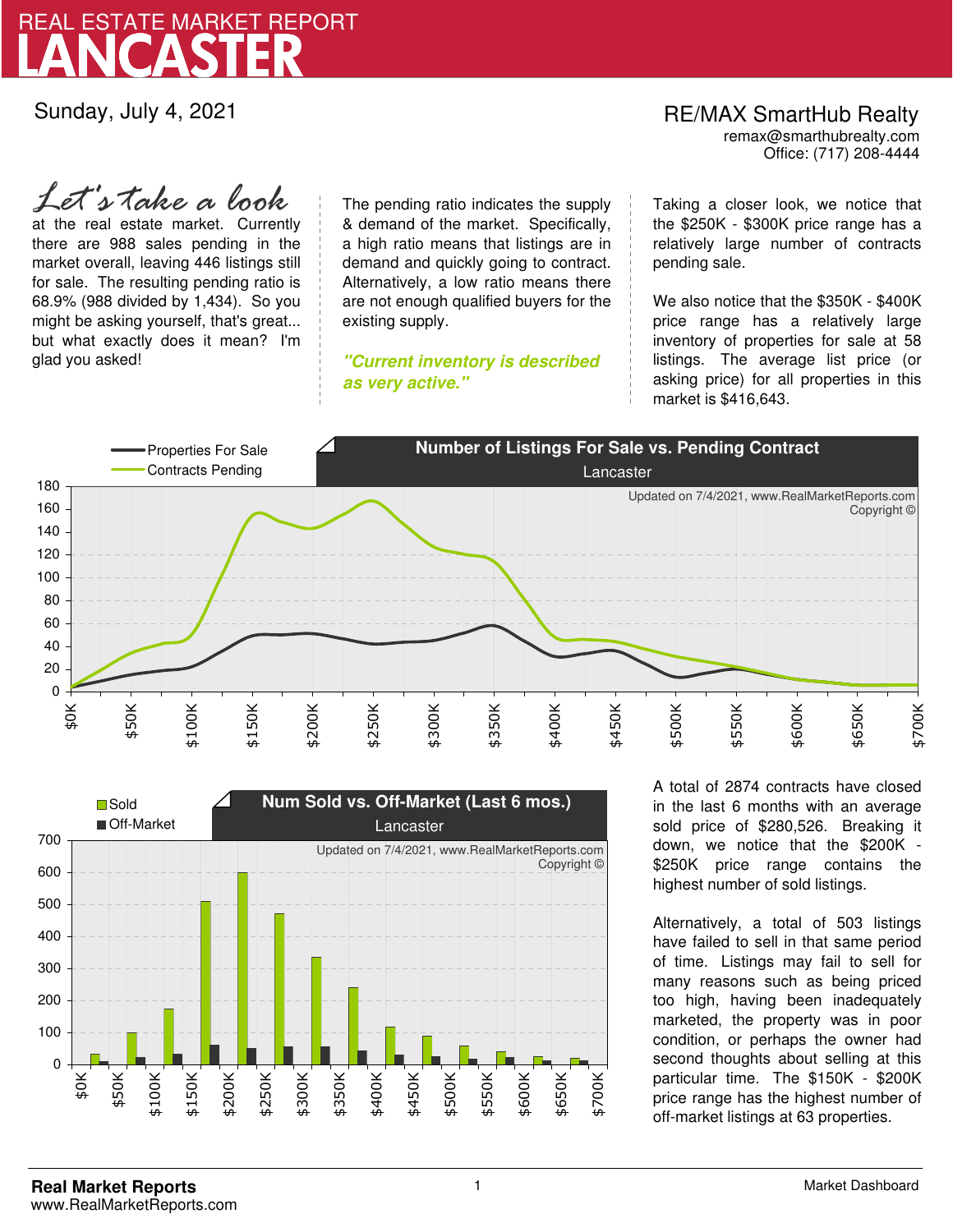# REAL ESTATE MARKET REPORT
# LANCASTER

Sunday, July 4, 2021

RE/MAX SmartHub Realty
remax@smarthubrealty.com
Office: (717) 208-4444

*Let's take a look* at the real estate market. Currently there are 988 sales pending in the market overall, leaving 446 listings still for sale. The resulting pending ratio is 68.9% (988 divided by 1,434). So you might be asking yourself, that's great... but what exactly does it mean? I'm glad you asked!

The pending ratio indicates the supply & demand of the market. Specifically, a high ratio means that listings are in demand and quickly going to contract. Alternatively, a low ratio means there are not enough qualified buyers for the existing supply.

***"Current inventory is described as very active."***

Taking a closer look, we notice that the $250K - $300K price range has a relatively large number of contracts pending sale.

We also notice that the $350K - $400K price range has a relatively large inventory of properties for sale at 58 listings. The average list price (or asking price) for all properties in this market is $416,643.

**Number of Listings For Sale vs. Pending Contract**
Lancaster

Properties For Sale
Contracts Pending

Updated on 7/4/2021, www.RealMarketReports.com
Copyright ©

**Num Sold vs. Off-Market (Last 6 mos.)**
Lancaster

Sold
Off-Market

Updated on 7/4/2021, www.RealMarketReports.com
Copyright ©

A total of 2874 contracts have closed in the last 6 months with an average sold price of $280,526. Breaking it down, we notice that the $200K - $250K price range contains the highest number of sold listings.

Alternatively, a total of 503 listings have failed to sell in that same period of time. Listings may fail to sell for many reasons such as being priced too high, having been inadequately marketed, the property was in poor condition, or perhaps the owner had second thoughts about selling at this particular time. The $150K - $200K price range has the highest number of off-market listings at 63 properties.

**Real Market Reports**
www.RealMarketReports.com

Market Dashboard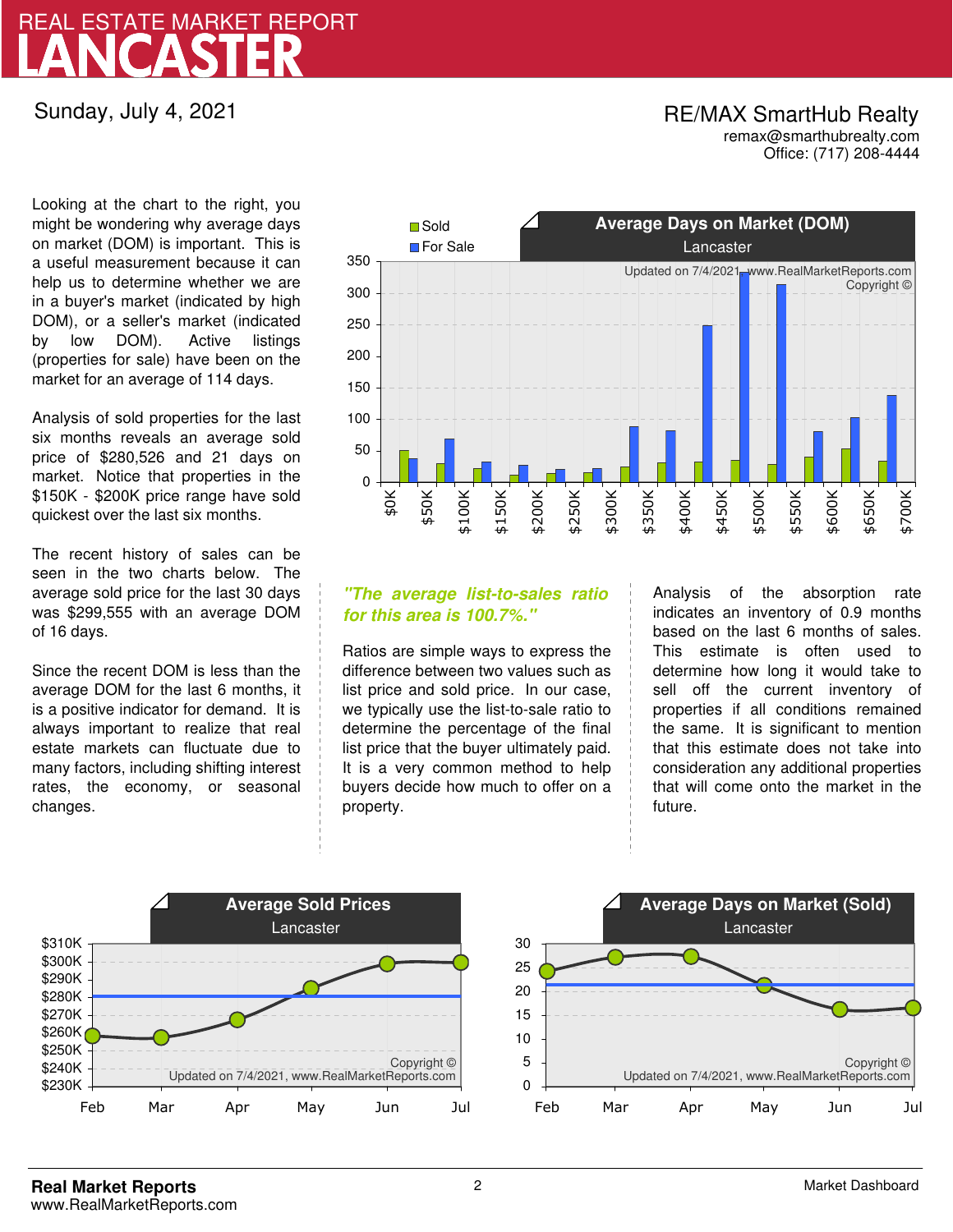# REAL ESTATE MARKET REPORT
# LANCASTER

Sunday, July 4, 2021

**RE/MAX SmartHub Realty**
remax@smarthubrealty.com
Office: (717) 208-4444

Looking at the chart to the right, you might be wondering why average days on market (DOM) is important. This is a useful measurement because it can help us to determine whether we are in a buyer's market (indicated by high DOM), or a seller's market (indicated by low DOM). Active listings (properties for sale) have been on the market for an average of 114 days.

Analysis of sold properties for the last six months reveals an average sold price of $280,526 and 21 days on market. Notice that properties in the $150K - $200K price range have sold quickest over the last six months.

The recent history of sales can be seen in the two charts below. The average sold price for the last 30 days was $299,555 with an average DOM of 16 days.

Since the recent DOM is less than the average DOM for the last 6 months, it is a positive indicator for demand. It is always important to realize that real estate markets can fluctuate due to many factors, including shifting interest rates, the economy, or seasonal changes.

**Average Days on Market (DOM)**
Lancaster

Updated on 7/4/2021, www.RealMarketReports.com Copyright ©

*"The average list-to-sales ratio for this area is 100.7%."*

Ratios are simple ways to express the difference between two values such as list price and sold price. In our case, we typically use the list-to-sale ratio to determine the percentage of the final list price that the buyer ultimately paid. It is a very common method to help buyers decide how much to offer on a property.

Analysis of the absorption rate indicates an inventory of 0.9 months based on the last 6 months of sales. This estimate is often used to determine how long it would take to sell off the current inventory of properties if all conditions remained the same. It is significant to mention that this estimate does not take into consideration any additional properties that will come onto the market in the future.

**Average Sold Prices**
Lancaster

Copyright © Updated on 7/4/2021, www.RealMarketReports.com

**Average Days on Market (Sold)**
Lancaster

Copyright © Updated on 7/4/2021, www.RealMarketReports.com

**Real Market Reports**
www.RealMarketReports.com

Market Dashboard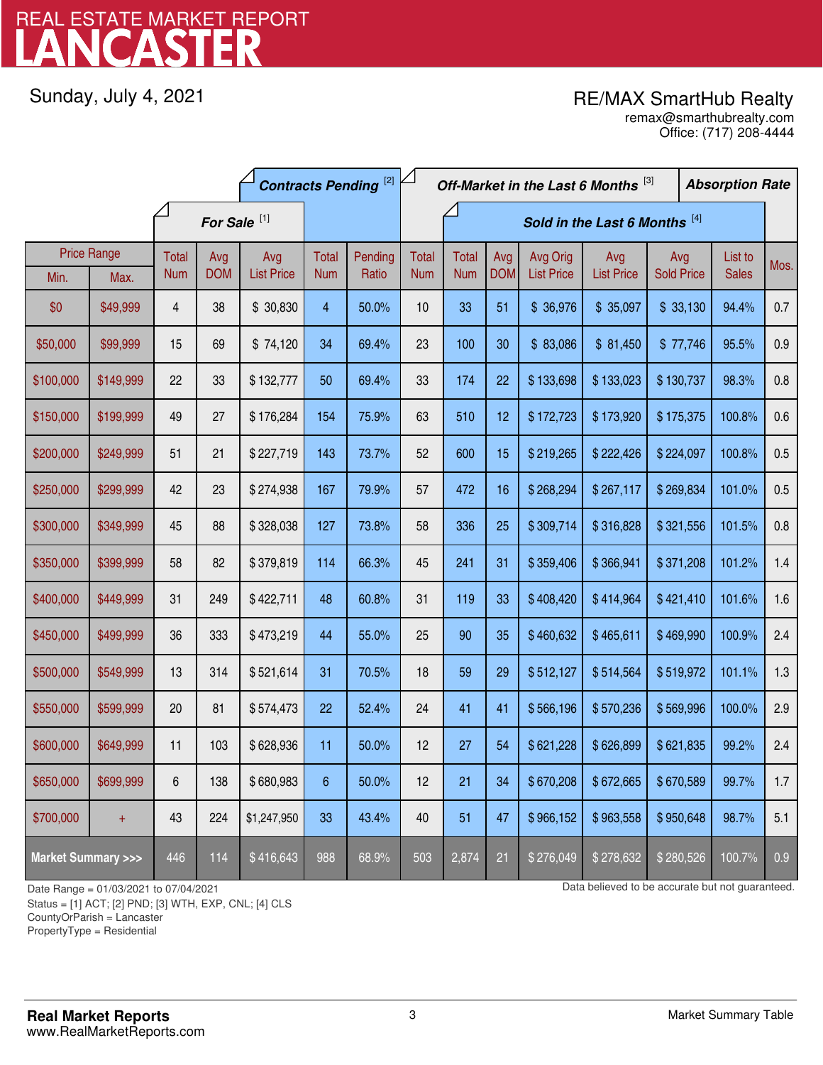# REAL ESTATE MARKET REPORT
# LANCASTER

Sunday, July 4, 2021

RE/MAX SmartHub Realty
remax@smarthubrealty.com
Office: (717) 208-4444

| Price Range | | For Sale [1] | | | Contracts Pending [2] | | Off-Market in the Last 6 Months [3] | Sold in the Last 6 Months [4] | | | | | | Absorption Rate |
|---|---|---|---|---|---|---|---|---|---|---|---|---|---|---|
| Min. | Max. | Total Num | Avg DOM | Avg List Price | Total Num | Pending Ratio | Total Num | Total Num | Avg DOM | Avg Orig List Price | Avg List Price | Avg Sold Price | List to Sales | Mos. |
| $0 | $49,999 | 4 | 38 | $ 30,830 | 4 | 50.0% | 10 | 33 | 51 | $ 36,976 | $ 35,097 | $ 33,130 | 94.4% | 0.7 |
| $50,000 | $99,999 | 15 | 69 | $ 74,120 | 34 | 69.4% | 23 | 100 | 30 | $ 83,086 | $ 81,450 | $ 77,746 | 95.5% | 0.9 |
| $100,000 | $149,999 | 22 | 33 | $ 132,777 | 50 | 69.4% | 33 | 174 | 22 | $ 133,698 | $ 133,023 | $ 130,737 | 98.3% | 0.8 |
| $150,000 | $199,999 | 49 | 27 | $ 176,284 | 154 | 75.9% | 63 | 510 | 12 | $ 172,723 | $ 173,920 | $ 175,375 | 100.8% | 0.6 |
| $200,000 | $249,999 | 51 | 21 | $ 227,719 | 143 | 73.7% | 52 | 600 | 15 | $ 219,265 | $ 222,426 | $ 224,097 | 100.8% | 0.5 |
| $250,000 | $299,999 | 42 | 23 | $ 274,938 | 167 | 79.9% | 57 | 472 | 16 | $ 268,294 | $ 267,117 | $ 269,834 | 101.0% | 0.5 |
| $300,000 | $349,999 | 45 | 88 | $ 328,038 | 127 | 73.8% | 58 | 336 | 25 | $ 309,714 | $ 316,828 | $ 321,556 | 101.5% | 0.8 |
| $350,000 | $399,999 | 58 | 82 | $ 379,819 | 114 | 66.3% | 45 | 241 | 31 | $ 359,406 | $ 366,941 | $ 371,208 | 101.2% | 1.4 |
| $400,000 | $449,999 | 31 | 249 | $ 422,711 | 48 | 60.8% | 31 | 119 | 33 | $ 408,420 | $ 414,964 | $ 421,410 | 101.6% | 1.6 |
| $450,000 | $499,999 | 36 | 333 | $ 473,219 | 44 | 55.0% | 25 | 90 | 35 | $ 460,632 | $ 465,611 | $ 469,990 | 100.9% | 2.4 |
| $500,000 | $549,999 | 13 | 314 | $ 521,614 | 31 | 70.5% | 18 | 59 | 29 | $ 512,127 | $ 514,564 | $ 519,972 | 101.1% | 1.3 |
| $550,000 | $599,999 | 20 | 81 | $ 574,473 | 22 | 52.4% | 24 | 41 | 41 | $ 566,196 | $ 570,236 | $ 569,996 | 100.0% | 2.9 |
| $600,000 | $649,999 | 11 | 103 | $ 628,936 | 11 | 50.0% | 12 | 27 | 54 | $ 621,228 | $ 626,899 | $ 621,835 | 99.2% | 2.4 |
| $650,000 | $699,999 | 6 | 138 | $ 680,983 | 6 | 50.0% | 12 | 21 | 34 | $ 670,208 | $ 672,665 | $ 670,589 | 99.7% | 1.7 |
| $700,000 | + | 43 | 224 | $1,247,950 | 33 | 43.4% | 40 | 51 | 47 | $ 966,152 | $ 963,558 | $ 950,648 | 98.7% | 5.1 |
| **Market Summary >>>** | | 446 | 114 | $ 416,643 | 988 | 68.9% | 503 | 2,874 | 21 | $ 276,049 | $ 278,632 | $ 280,526 | 100.7% | 0.9 |

Date Range = 01/03/2021 to 07/04/2021
Status = [1] ACT; [2] PND; [3] WTH, EXP, CNL; [4] CLS
CountyOrParish = Lancaster
PropertyType = Residential

Data believed to be accurate but not guaranteed.

**Real Market Reports**
www.RealMarketReports.com

Market Summary Table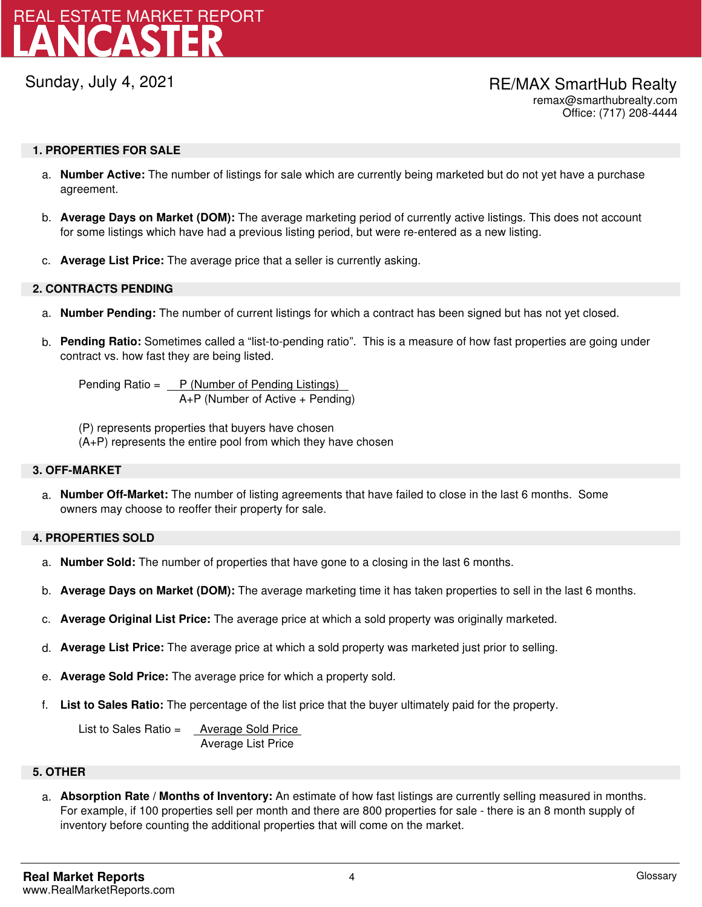# REAL ESTATE MARKET REPORT
# LANCASTER

Sunday, July 4, 2021

RE/MAX SmartHub Realty
remax@smarthubrealty.com
Office: (717) 208-4444

## 1. PROPERTIES FOR SALE

a. **Number Active:** The number of listings for sale which are currently being marketed but do not yet have a purchase agreement.

b. **Average Days on Market (DOM):** The average marketing period of currently active listings. This does not account for some listings which have had a previous listing period, but were re-entered as a new listing.

c. **Average List Price:** The average price that a seller is currently asking.

## 2. CONTRACTS PENDING

a. **Number Pending:** The number of current listings for which a contract has been signed but has not yet closed.

b. **Pending Ratio:** Sometimes called a "list-to-pending ratio". This is a measure of how fast properties are going under contract vs. how fast they are being listed.

$$\text{Pending Ratio} = \frac{\text{P (Number of Pending Listings)}}{\text{A+P (Number of Active + Pending)}}$$

(P) represents properties that buyers have chosen
(A+P) represents the entire pool from which they have chosen

## 3. OFF-MARKET

a. **Number Off-Market:** The number of listing agreements that have failed to close in the last 6 months. Some owners may choose to reoffer their property for sale.

## 4. PROPERTIES SOLD

a. **Number Sold:** The number of properties that have gone to a closing in the last 6 months.

b. **Average Days on Market (DOM):** The average marketing time it has taken properties to sell in the last 6 months.

c. **Average Original List Price:** The average price at which a sold property was originally marketed.

d. **Average List Price:** The average price at which a sold property was marketed just prior to selling.

e. **Average Sold Price:** The average price for which a property sold.

f. **List to Sales Ratio:** The percentage of the list price that the buyer ultimately paid for the property.

$$\text{List to Sales Ratio} = \frac{\text{Average Sold Price}}{\text{Average List Price}}$$

## 5. OTHER

a. **Absorption Rate / Months of Inventory:** An estimate of how fast listings are currently selling measured in months. For example, if 100 properties sell per month and there are 800 properties for sale - there is an 8 month supply of inventory before counting the additional properties that will come on the market.

**Real Market Reports**
www.RealMarketReports.com

Glossary